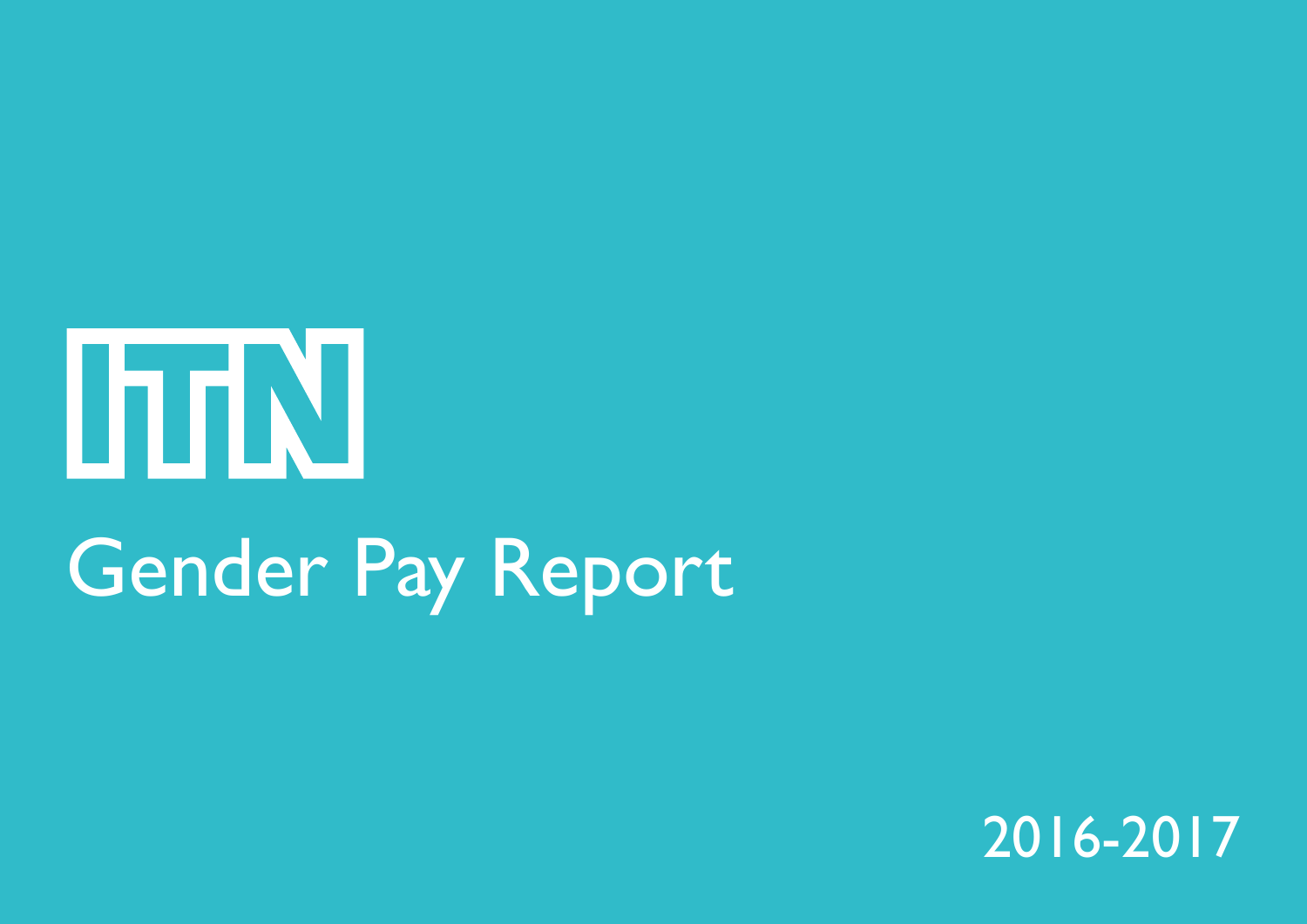ITN

# Gender Pay Report

2016-2017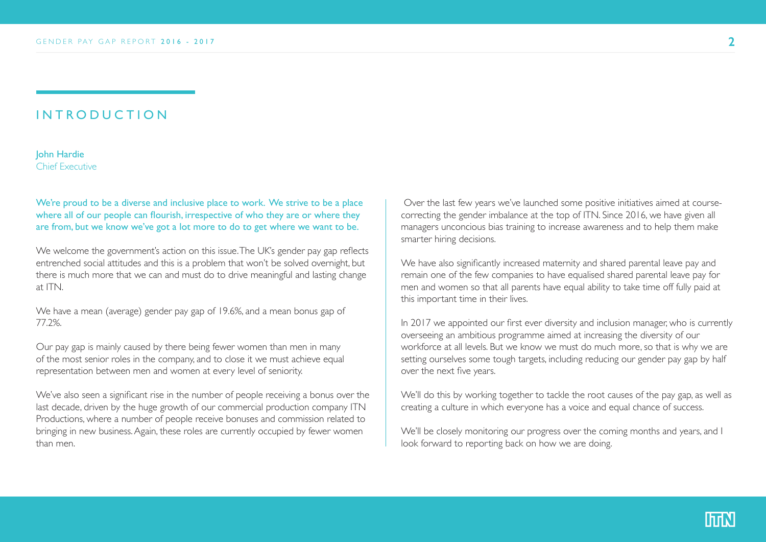# INTRODUCTION

John Hardie
Chief Executive

**We're proud to be a diverse and inclusive place to work. We strive to be a place where all of our people can flourish, irrespective of who they are or where they are from, but we know we've got a lot more to do to get where we want to be.**

We welcome the government's action on this issue. The UK's gender pay gap reflects entrenched social attitudes and this is a problem that won't be solved overnight, but there is much more that we can and must do to drive meaningful and lasting change at ITN.

We have a mean (average) gender pay gap of 19.6%, and a mean bonus gap of 77.2%.

Our pay gap is mainly caused by there being fewer women than men in many of the most senior roles in the company, and to close it we must achieve equal representation between men and women at every level of seniority.

We've also seen a significant rise in the number of people receiving a bonus over the last decade, driven by the huge growth of our commercial production company ITN Productions, where a number of people receive bonuses and commission related to bringing in new business. Again, these roles are currently occupied by fewer women than men.

Over the last few years we've launched some positive initiatives aimed at course-correcting the gender imbalance at the top of ITN. Since 2016, we have given all managers unconcious bias training to increase awareness and to help them make smarter hiring decisions.

We have also significantly increased maternity and shared parental leave pay and remain one of the few companies to have equalised shared parental leave pay for men and women so that all parents have equal ability to take time off fully paid at this important time in their lives.

In 2017 we appointed our first ever diversity and inclusion manager, who is currently overseeing an ambitious programme aimed at increasing the diversity of our workforce at all levels. But we know we must do much more, so that is why we are setting ourselves some tough targets, including reducing our gender pay gap by half over the next five years.

We'll do this by working together to tackle the root causes of the pay gap, as well as creating a culture in which everyone has a voice and equal chance of success.

We'll be closely monitoring our progress over the coming months and years, and I look forward to reporting back on how we are doing.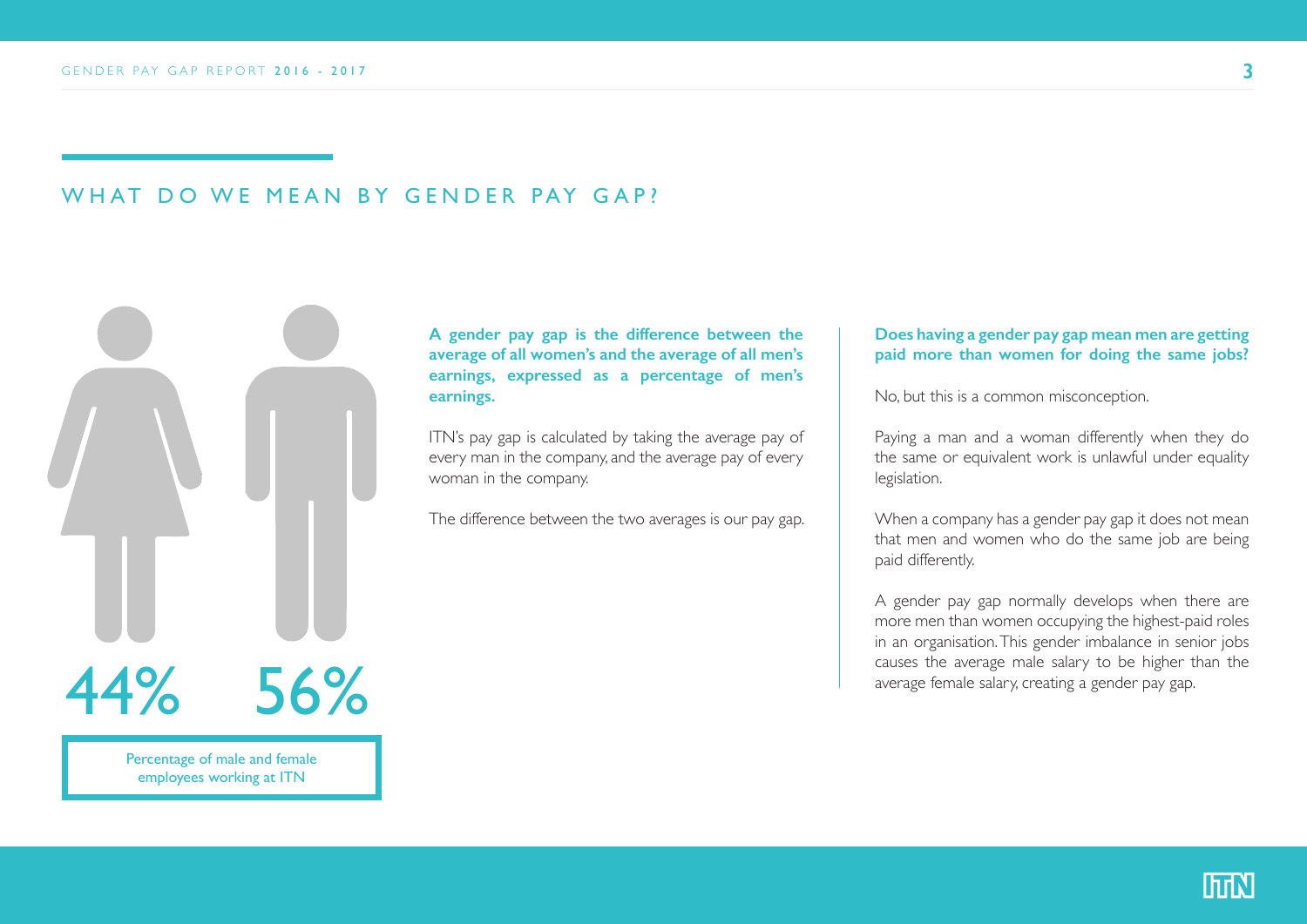## WHAT DO WE MEAN BY GENDER PAY GAP?

44% 56%

Percentage of male and female employees working at ITN

**A gender pay gap is the difference between the average of all women's and the average of all men's earnings, expressed as a percentage of men's earnings.**

ITN's pay gap is calculated by taking the average pay of every man in the company, and the average pay of every woman in the company.

The difference between the two averages is our pay gap.

**Does having a gender pay gap mean men are getting paid more than women for doing the same jobs?**

No, but this is a common misconception.

Paying a man and a woman differently when they do the same or equivalent work is unlawful under equality legislation.

When a company has a gender pay gap it does not mean that men and women who do the same job are being paid differently.

A gender pay gap normally develops when there are more men than women occupying the highest-paid roles in an organisation. This gender imbalance in senior jobs causes the average male salary to be higher than the average female salary, creating a gender pay gap.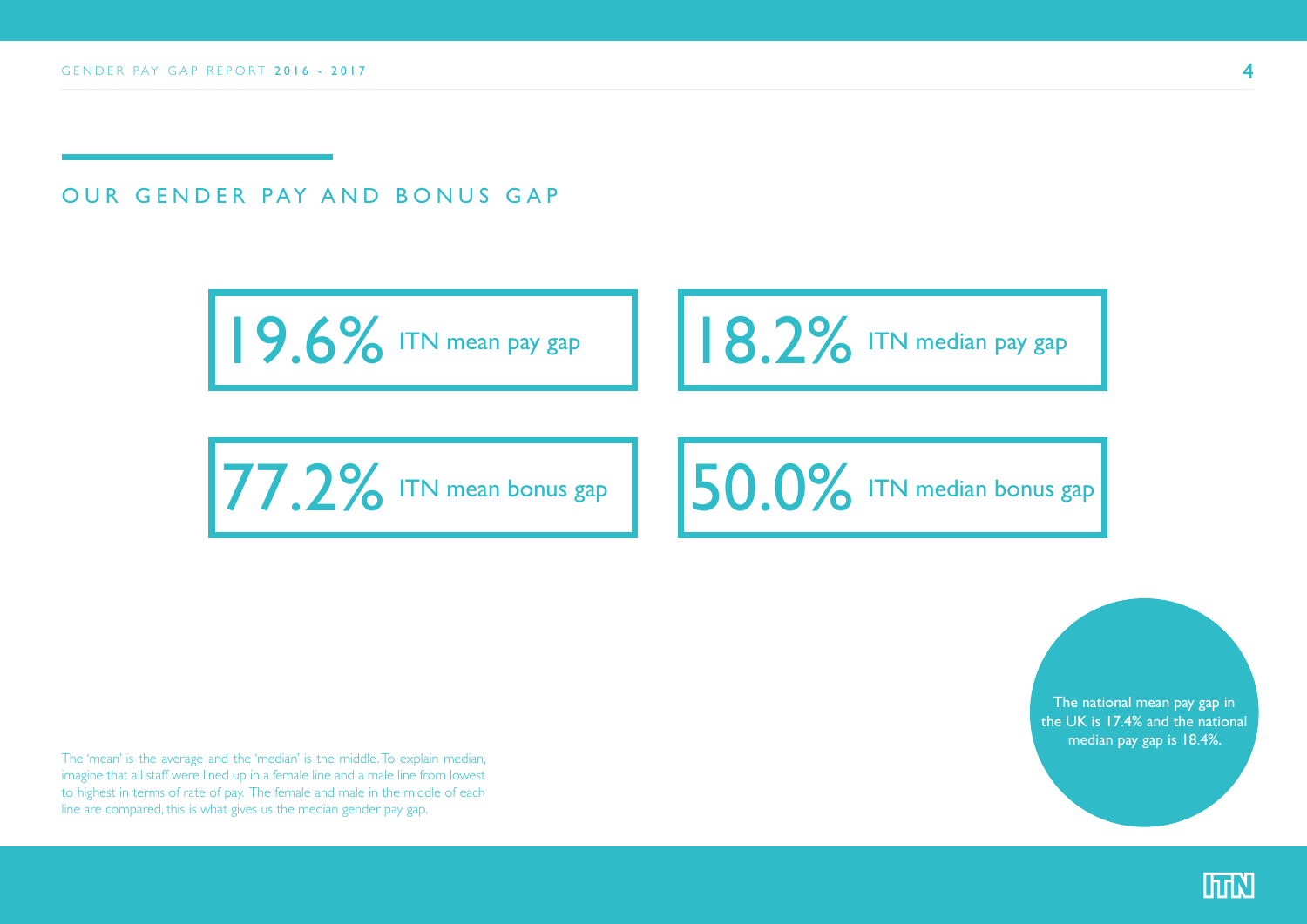## OUR GENDER PAY AND BONUS GAP

**19.6%** ITN mean pay gap

**18.2%** ITN median pay gap

**77.2%** ITN mean bonus gap

**50.0%** ITN median bonus gap

The national mean pay gap in the UK is 17.4% and the national median pay gap is 18.4%.

The 'mean' is the average and the 'median' is the middle. To explain median, imagine that all staff were lined up in a female line and a male line from lowest to highest in terms of rate of pay. The female and male in the middle of each line are compared, this is what gives us the median gender pay gap.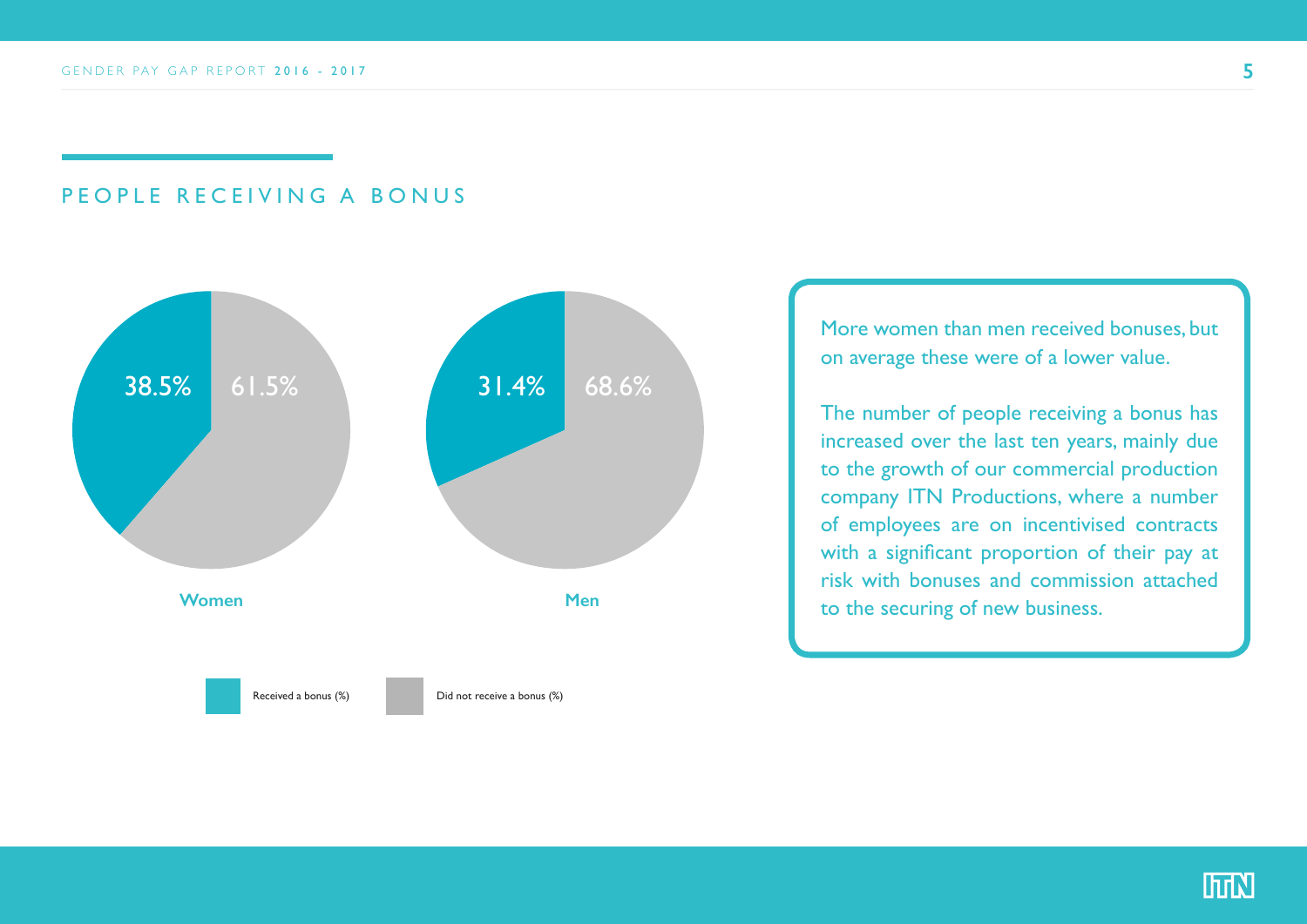## PEOPLE RECEIVING A BONUS

| | Received a bonus (%) | Did not receive a bonus (%) |
|---|---|---|
| Women | 38.5% | 61.5% |
| Men | 31.4% | 68.6% |

More women than men received bonuses, but on average these were of a lower value.

The number of people receiving a bonus has increased over the last ten years, mainly due to the growth of our commercial production company ITN Productions, where a number of employees are on incentivised contracts with a significant proportion of their pay at risk with bonuses and commission attached to the securing of new business.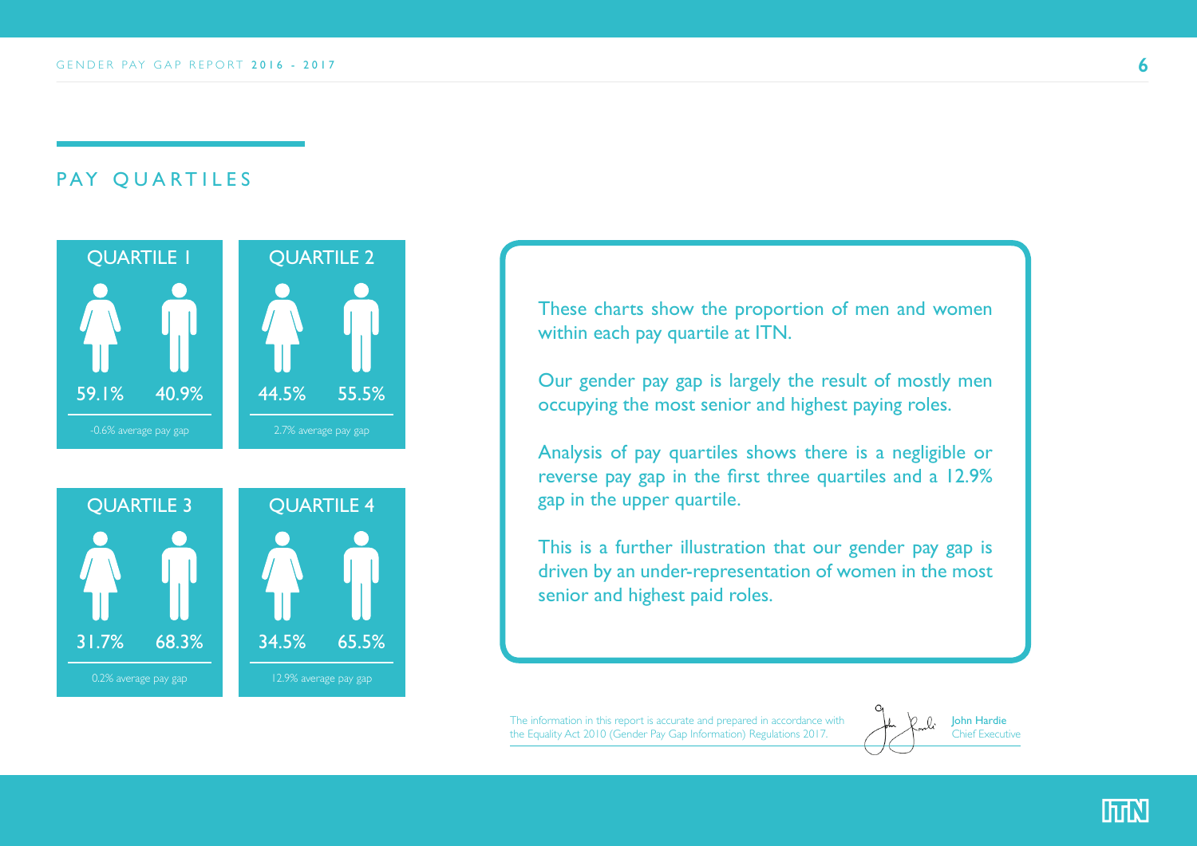## PAY QUARTILES

| | Women | Men | Average pay gap |
|---|---|---|---|
| QUARTILE 1 | 59.1% | 40.9% | -0.6% average pay gap |
| QUARTILE 2 | 44.5% | 55.5% | 2.7% average pay gap |
| QUARTILE 3 | 31.7% | 68.3% | 0.2% average pay gap |
| QUARTILE 4 | 34.5% | 65.5% | 12.9% average pay gap |

These charts show the proportion of men and women within each pay quartile at ITN.

Our gender pay gap is largely the result of mostly men occupying the most senior and highest paying roles.

Analysis of pay quartiles shows there is a negligible or reverse pay gap in the first three quartiles and a 12.9% gap in the upper quartile.

This is a further illustration that our gender pay gap is driven by an under-representation of women in the most senior and highest paid roles.

The information in this report is accurate and prepared in accordance with the Equality Act 2010 (Gender Pay Gap Information) Regulations 2017.

John Hardie
Chief Executive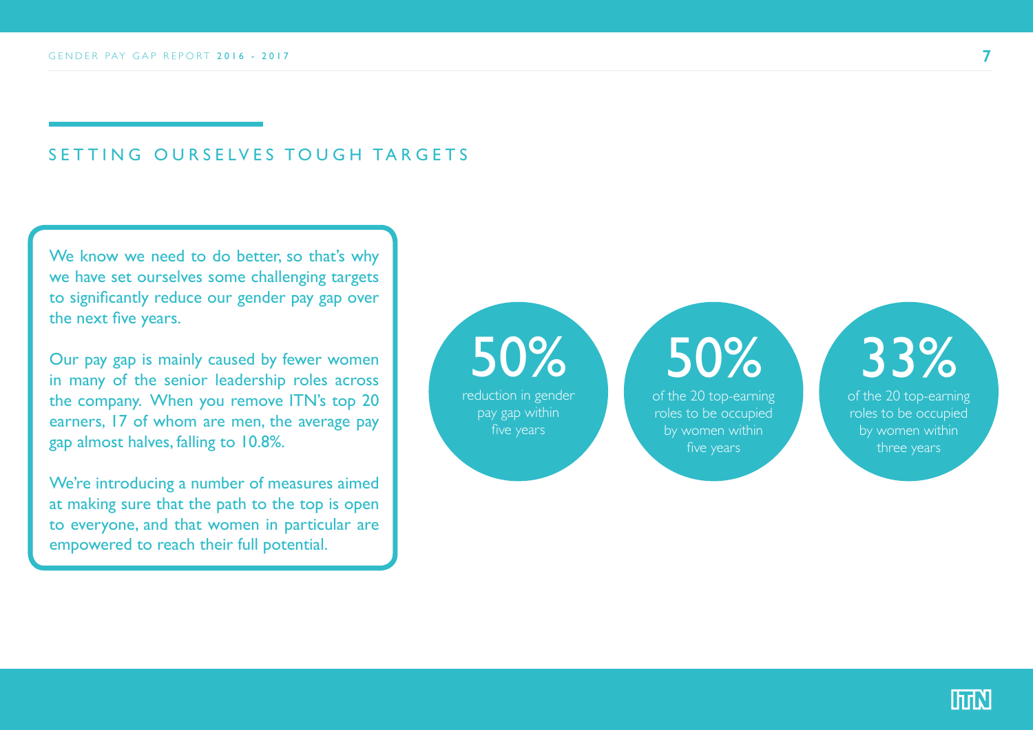## SETTING OURSELVES TOUGH TARGETS

We know we need to do better, so that's why we have set ourselves some challenging targets to significantly reduce our gender pay gap over the next five years.

Our pay gap is mainly caused by fewer women in many of the senior leadership roles across the company. When you remove ITN's top 20 earners, 17 of whom are men, the average pay gap almost halves, falling to 10.8%.

We're introducing a number of measures aimed at making sure that the path to the top is open to everyone, and that women in particular are empowered to reach their full potential.

**50%**
reduction in gender pay gap within five years

**50%**
of the 20 top-earning roles to be occupied by women within five years

**33%**
of the 20 top-earning roles to be occupied by women within three years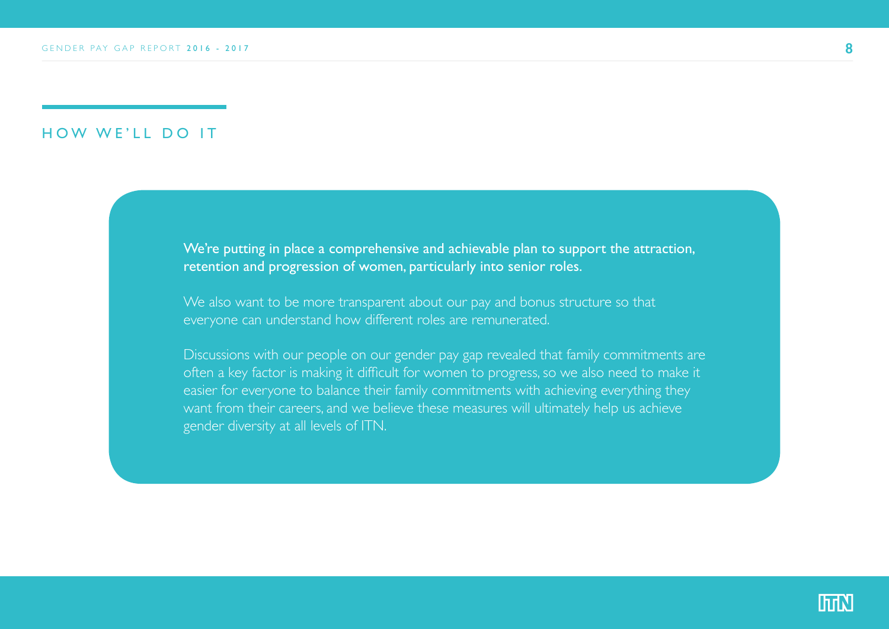## HOW WE'LL DO IT

**We're putting in place a comprehensive and achievable plan to support the attraction, retention and progression of women, particularly into senior roles.**

We also want to be more transparent about our pay and bonus structure so that everyone can understand how different roles are remunerated.

Discussions with our people on our gender pay gap revealed that family commitments are often a key factor is making it difficult for women to progress, so we also need to make it easier for everyone to balance their family commitments with achieving everything they want from their careers, and we believe these measures will ultimately help us achieve gender diversity at all levels of ITN.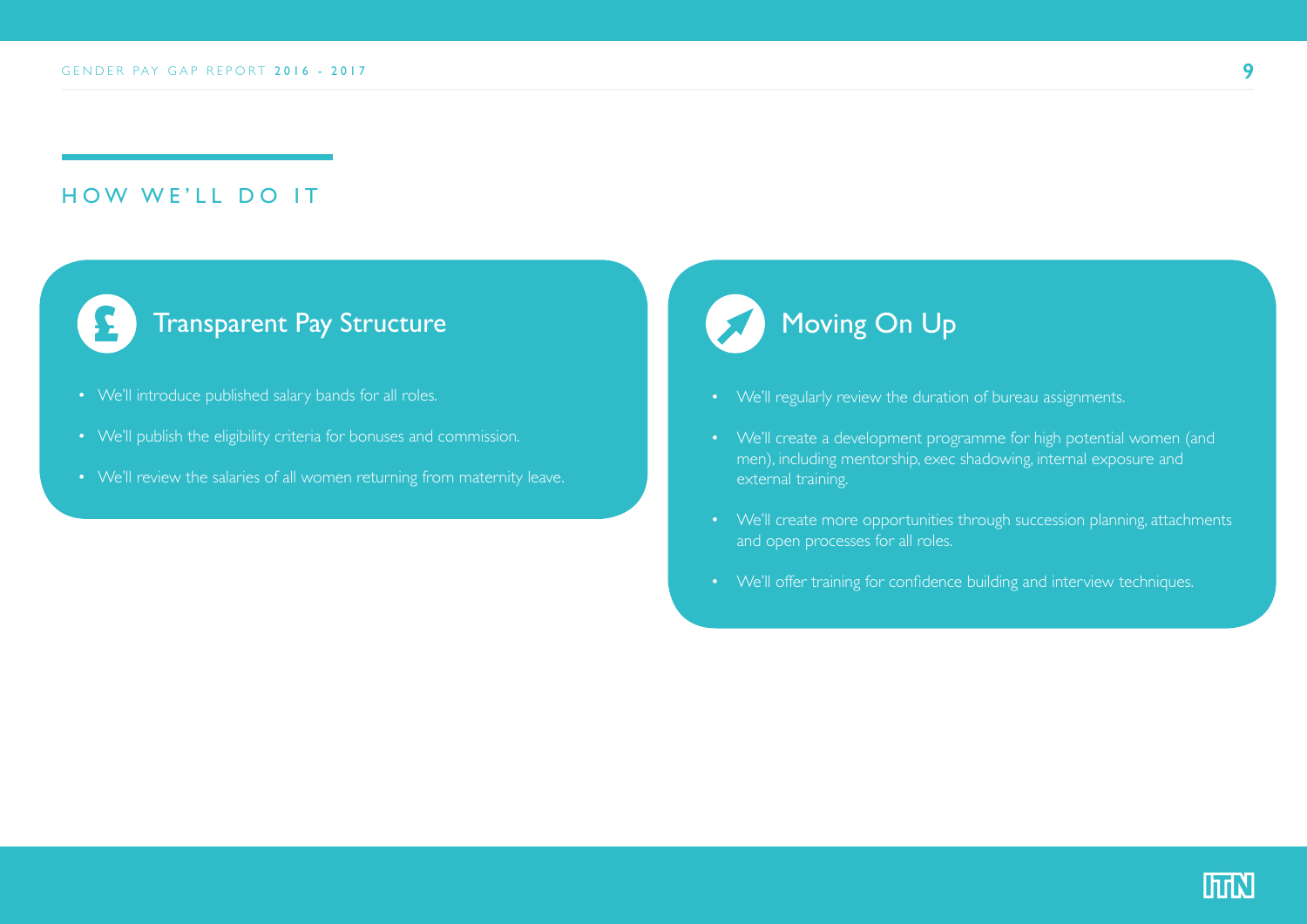## HOW WE'LL DO IT

### Transparent Pay Structure

- We'll introduce published salary bands for all roles.
- We'll publish the eligibility criteria for bonuses and commission.
- We'll review the salaries of all women returning from maternity leave.

### Moving On Up

- We'll regularly review the duration of bureau assignments.
- We'll create a development programme for high potential women (and men), including mentorship, exec shadowing, internal exposure and external training.
- We'll create more opportunities through succession planning, attachments and open processes for all roles.
- We'll offer training for confidence building and interview techniques.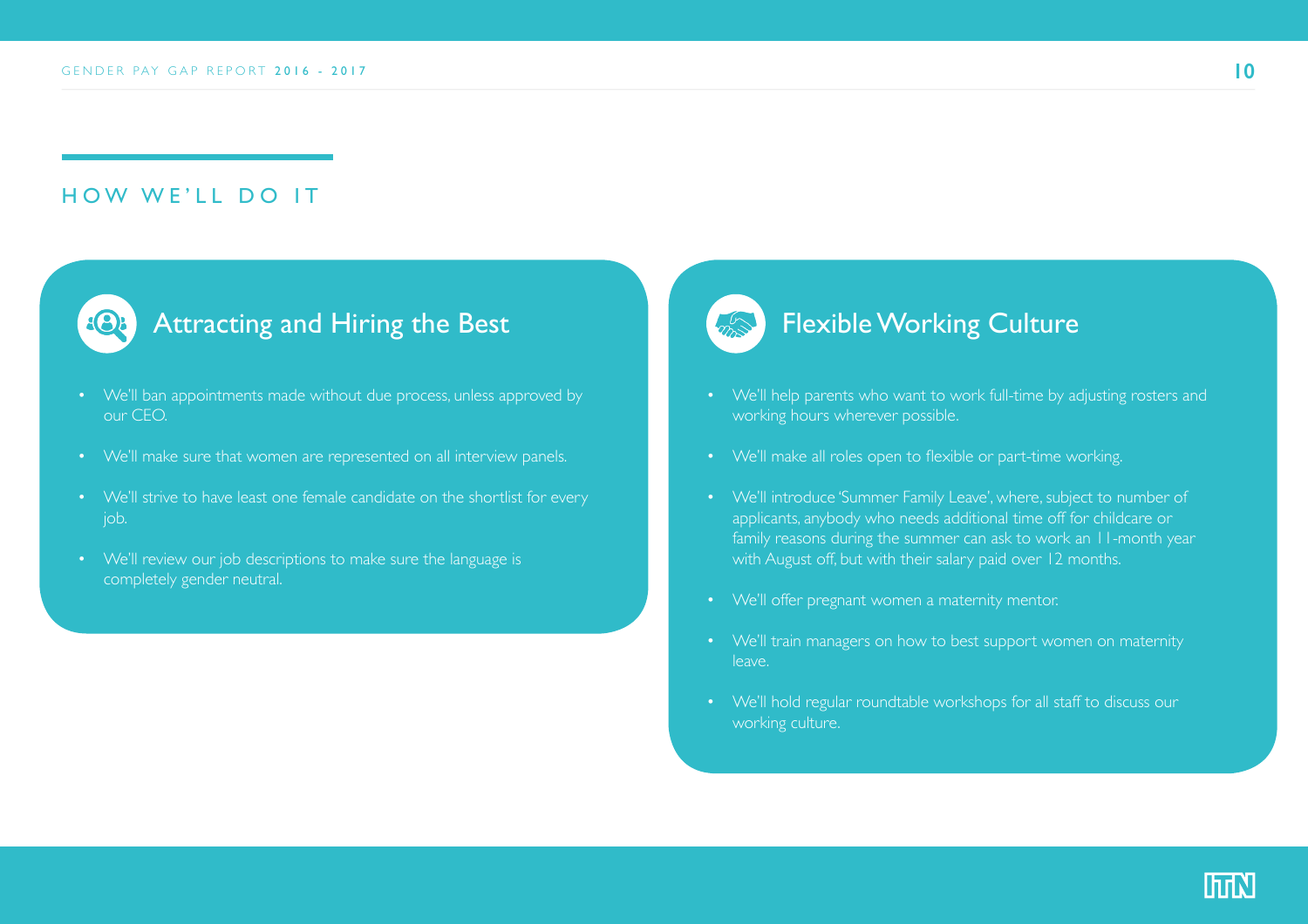## HOW WE'LL DO IT

### Attracting and Hiring the Best

- We'll ban appointments made without due process, unless approved by our CEO.
- We'll make sure that women are represented on all interview panels.
- We'll strive to have least one female candidate on the shortlist for every job.
- We'll review our job descriptions to make sure the language is completely gender neutral.

### Flexible Working Culture

- We'll help parents who want to work full-time by adjusting rosters and working hours wherever possible.
- We'll make all roles open to flexible or part-time working.
- We'll introduce 'Summer Family Leave', where, subject to number of applicants, anybody who needs additional time off for childcare or family reasons during the summer can ask to work an 11-month year with August off, but with their salary paid over 12 months.
- We'll offer pregnant women a maternity mentor.
- We'll train managers on how to best support women on maternity leave.
- We'll hold regular roundtable workshops for all staff to discuss our working culture.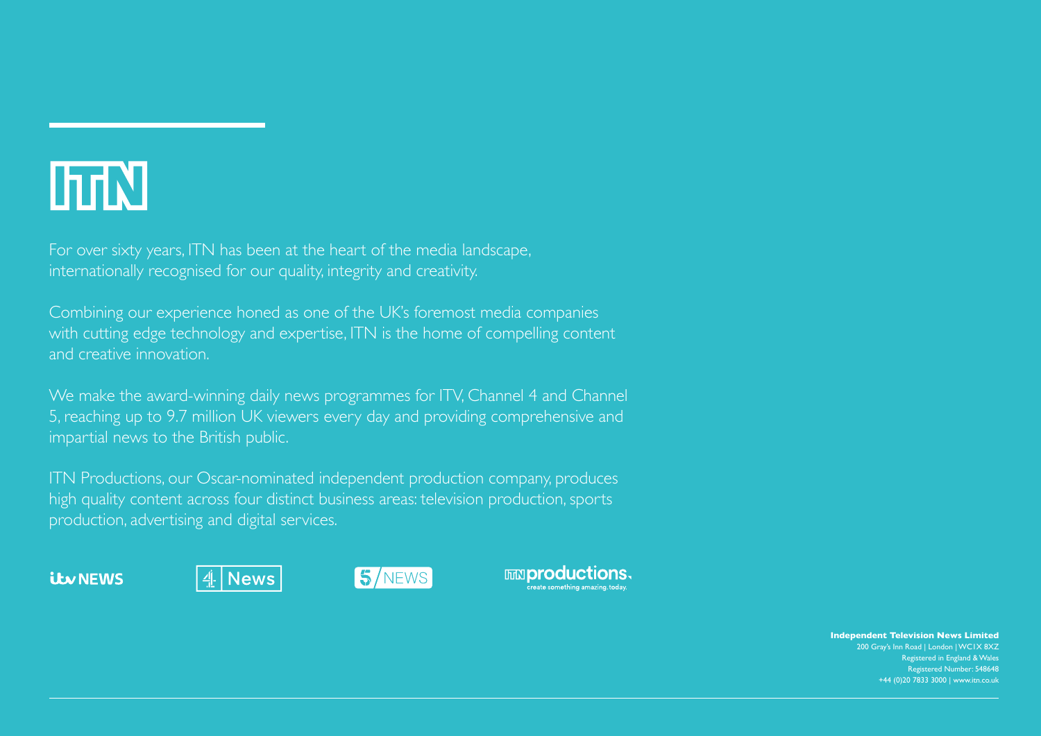# ITN

For over sixty years, ITN has been at the heart of the media landscape, internationally recognised for our quality, integrity and creativity.

Combining our experience honed as one of the UK's foremost media companies with cutting edge technology and expertise, ITN is the home of compelling content and creative innovation.

We make the award-winning daily news programmes for ITV, Channel 4 and Channel 5, reaching up to 9.7 million UK viewers every day and providing comprehensive and impartial news to the British public.

ITN Productions, our Oscar-nominated independent production company, produces high quality content across four distinct business areas: television production, sports production, advertising and digital services.

itv NEWS

4 News

5/NEWS

ITN productions. create something amazing. today.

**Independent Television News Limited**
200 Gray's Inn Road | London | WC1X 8XZ
Registered in England & Wales
Registered Number: 548648
+44 (0)20 7833 3000 | www.itn.co.uk